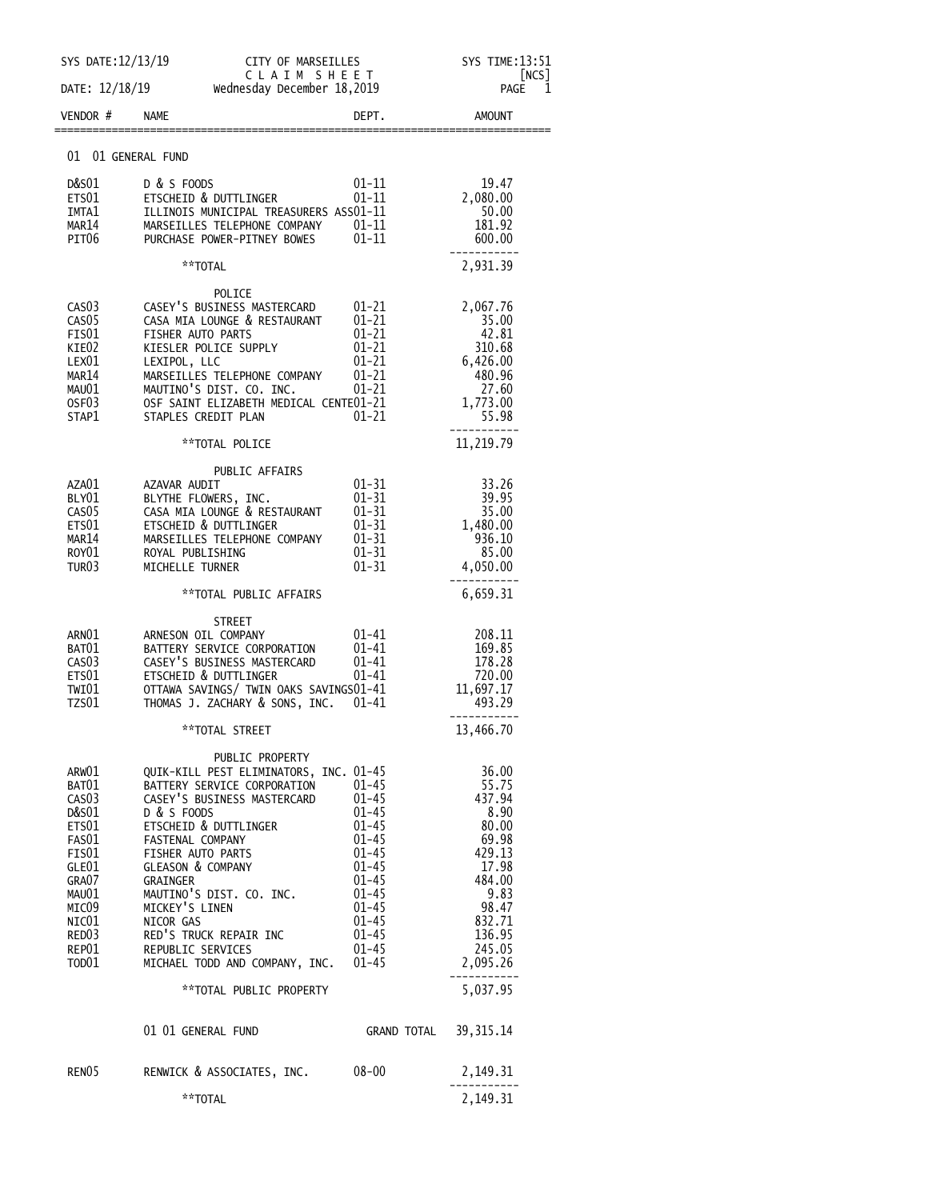SYS DATE:12/13/19 CITY OF MARSEILLES SYS TIME:13:51

CLAIM SHEET [NCS]

DATE: 12/18/19 Wednesday December 18,2019

| VENDOR # | NAME | DEPT. | AMOUNT |
|---|---|---|---|
| | **01 01 GENERAL FUND** | | |
| D&S01 | D & S FOODS | 01-11 | 19.47 |
| ETS01 | ETSCHEID & DUTTLINGER | 01-11 | 2,080.00 |
| IMTA1 | ILLINOIS MUNICIPAL TREASURERS ASS | 01-11 | 50.00 |
| MAR14 | MARSEILLES TELEPHONE COMPANY | 01-11 | 181.92 |
| PIT06 | PURCHASE POWER-PITNEY BOWES | 01-11 | 600.00 |
| | **TOTAL | | 2,931.39 |
| | **POLICE** | | |
| CAS03 | CASEY'S BUSINESS MASTERCARD | 01-21 | 2,067.76 |
| CAS05 | CASA MIA LOUNGE & RESTAURANT | 01-21 | 35.00 |
| FIS01 | FISHER AUTO PARTS | 01-21 | 42.81 |
| KIE02 | KIESLER POLICE SUPPLY | 01-21 | 310.68 |
| LEX01 | LEXIPOL, LLC | 01-21 | 6,426.00 |
| MAR14 | MARSEILLES TELEPHONE COMPANY | 01-21 | 480.96 |
| MAU01 | MAUTINO'S DIST. CO. INC. | 01-21 | 27.60 |
| OSF03 | OSF SAINT ELIZABETH MEDICAL CENTE | 01-21 | 1,773.00 |
| STAP1 | STAPLES CREDIT PLAN | 01-21 | 55.98 |
| | **TOTAL POLICE | | 11,219.79 |
| | **PUBLIC AFFAIRS** | | |
| AZA01 | AZAVAR AUDIT | 01-31 | 33.26 |
| BLY01 | BLYTHE FLOWERS, INC. | 01-31 | 39.95 |
| CAS05 | CASA MIA LOUNGE & RESTAURANT | 01-31 | 35.00 |
| ETS01 | ETSCHEID & DUTTLINGER | 01-31 | 1,480.00 |
| MAR14 | MARSEILLES TELEPHONE COMPANY | 01-31 | 936.10 |
| ROY01 | ROYAL PUBLISHING | 01-31 | 85.00 |
| TUR03 | MICHELLE TURNER | 01-31 | 4,050.00 |
| | **TOTAL PUBLIC AFFAIRS | | 6,659.31 |
| | **STREET** | | |
| ARN01 | ARNESON OIL COMPANY | 01-41 | 208.11 |
| BAT01 | BATTERY SERVICE CORPORATION | 01-41 | 169.85 |
| CAS03 | CASEY'S BUSINESS MASTERCARD | 01-41 | 178.28 |
| ETS01 | ETSCHEID & DUTTLINGER | 01-41 | 720.00 |
| TWI01 | OTTAWA SAVINGS/ TWIN OAKS SAVINGS | 01-41 | 11,697.17 |
| TZS01 | THOMAS J. ZACHARY & SONS, INC. | 01-41 | 493.29 |
| | **TOTAL STREET | | 13,466.70 |
| | **PUBLIC PROPERTY** | | |
| ARW01 | QUIK-KILL PEST ELIMINATORS, INC. | 01-45 | 36.00 |
| BAT01 | BATTERY SERVICE CORPORATION | 01-45 | 55.75 |
| CAS03 | CASEY'S BUSINESS MASTERCARD | 01-45 | 437.94 |
| D&S01 | D & S FOODS | 01-45 | 8.90 |
| ETS01 | ETSCHEID & DUTTLINGER | 01-45 | 80.00 |
| FAS01 | FASTENAL COMPANY | 01-45 | 69.98 |
| FIS01 | FISHER AUTO PARTS | 01-45 | 429.13 |
| GLE01 | GLEASON & COMPANY | 01-45 | 17.98 |
| GRA07 | GRAINGER | 01-45 | 484.00 |
| MAU01 | MAUTINO'S DIST. CO. INC. | 01-45 | 9.83 |
| MIC09 | MICKEY'S LINEN | 01-45 | 98.47 |
| NIC01 | NICOR GAS | 01-45 | 832.71 |
| RED03 | RED'S TRUCK REPAIR INC | 01-45 | 136.95 |
| REP01 | REPUBLIC SERVICES | 01-45 | 245.05 |
| TOD01 | MICHAEL TODD AND COMPANY, INC. | 01-45 | 2,095.26 |
| | **TOTAL PUBLIC PROPERTY | | 5,037.95 |
| | 01 01 GENERAL FUND | GRAND TOTAL | 39,315.14 |
| REN05 | RENWICK & ASSOCIATES, INC. | 08-00 | 2,149.31 |
| | **TOTAL | | 2,149.31 |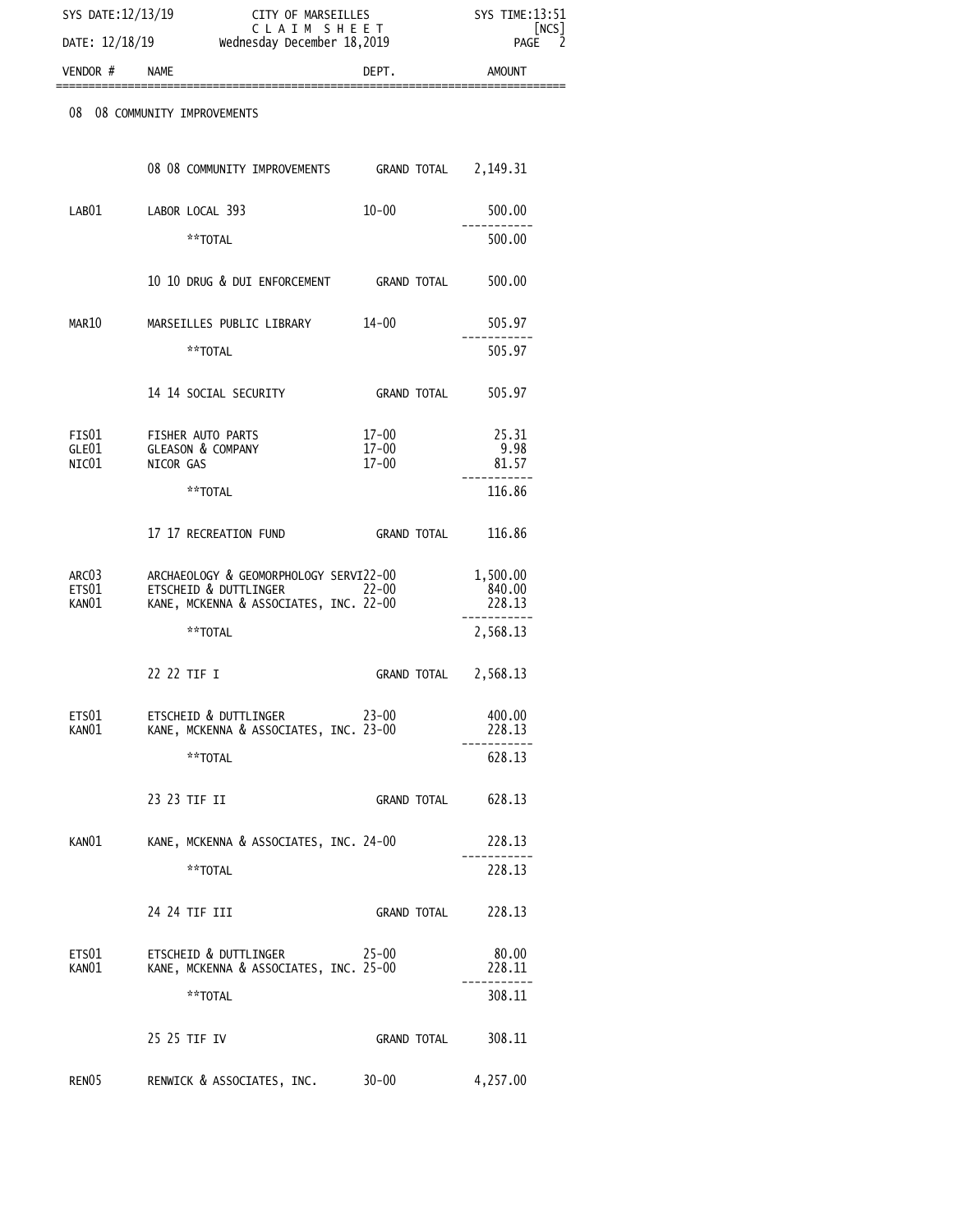| VENDOR # | NAME | DEPT. | AMOUNT |
|---|---|---|---|
| | **08 08 COMMUNITY IMPROVEMENTS** | | |
| | 08 08 COMMUNITY IMPROVEMENTS | GRAND TOTAL | 2,149.31 |
| LAB01 | LABOR LOCAL 393 | 10-00 | 500.00 |
| | **TOTAL | | 500.00 |
| | 10 10 DRUG & DUI ENFORCEMENT | GRAND TOTAL | 500.00 |
| MAR10 | MARSEILLES PUBLIC LIBRARY | 14-00 | 505.97 |
| | **TOTAL | | 505.97 |
| | 14 14 SOCIAL SECURITY | GRAND TOTAL | 505.97 |
| FIS01 | FISHER AUTO PARTS | 17-00 | 25.31 |
| GLE01 | GLEASON & COMPANY | 17-00 | 9.98 |
| NIC01 | NICOR GAS | 17-00 | 81.57 |
| | **TOTAL | | 116.86 |
| | 17 17 RECREATION FUND | GRAND TOTAL | 116.86 |
| ARC03 | ARCHAEOLOGY & GEOMORPHOLOGY SERVI | 22-00 | 1,500.00 |
| ETS01 | ETSCHEID & DUTTLINGER | 22-00 | 840.00 |
| KAN01 | KANE, MCKENNA & ASSOCIATES, INC. | 22-00 | 228.13 |
| | **TOTAL | | 2,568.13 |
| | 22 22 TIF I | GRAND TOTAL | 2,568.13 |
| ETS01 | ETSCHEID & DUTTLINGER | 23-00 | 400.00 |
| KAN01 | KANE, MCKENNA & ASSOCIATES, INC. | 23-00 | 228.13 |
| | **TOTAL | | 628.13 |
| | 23 23 TIF II | GRAND TOTAL | 628.13 |
| KAN01 | KANE, MCKENNA & ASSOCIATES, INC. | 24-00 | 228.13 |
| | **TOTAL | | 228.13 |
| | 24 24 TIF III | GRAND TOTAL | 228.13 |
| ETS01 | ETSCHEID & DUTTLINGER | 25-00 | 80.00 |
| KAN01 | KANE, MCKENNA & ASSOCIATES, INC. | 25-00 | 228.11 |
| | **TOTAL | | 308.11 |
| | 25 25 TIF IV | GRAND TOTAL | 308.11 |
| REN05 | RENWICK & ASSOCIATES, INC. | 30-00 | 4,257.00 |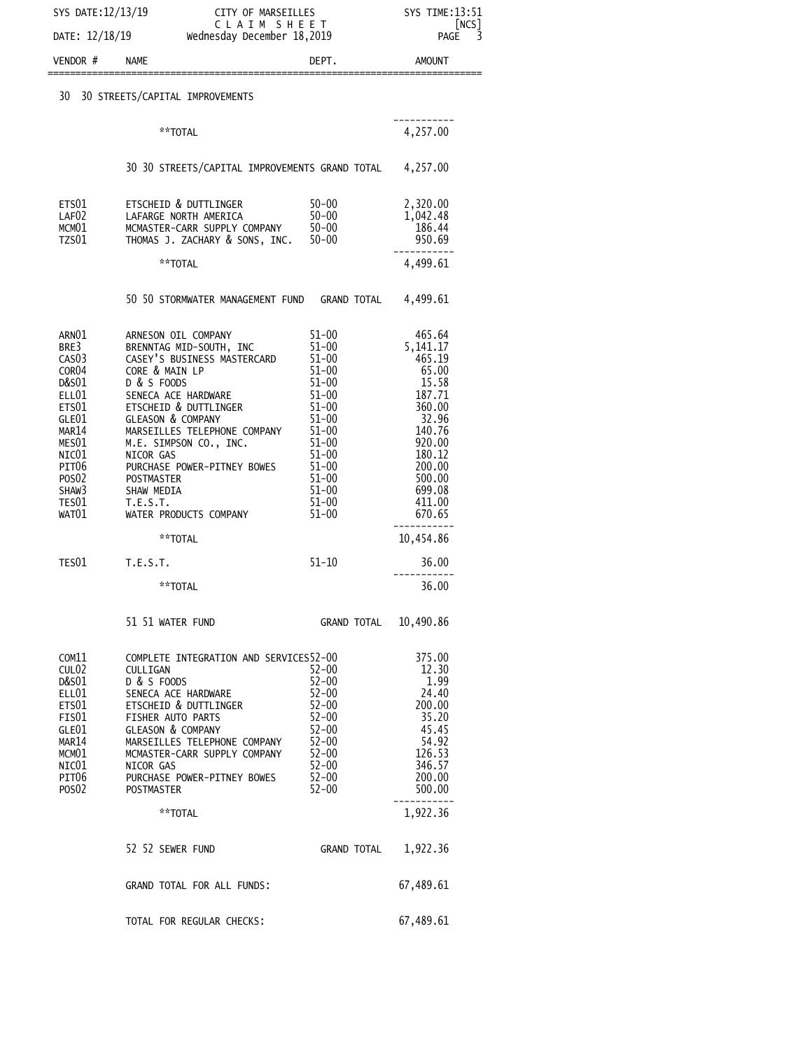SYS DATE:12/13/19 | CITY OF MARSEILLES | SYS TIME:13:51
DATE: 12/18/19 | C L A I M S H E E T | [NCS]
Wednesday December 18,2019

| VENDOR # | NAME | DEPT. | AMOUNT |
|---|---|---|---|
| 30 | 30 STREETS/CAPITAL IMPROVEMENTS | | |
| | **TOTAL | | 4,257.00 |
| | 30 30 STREETS/CAPITAL IMPROVEMENTS GRAND TOTAL | | 4,257.00 |
| ETS01 | ETSCHEID & DUTTLINGER | 50-00 | 2,320.00 |
| LAF02 | LAFARGE NORTH AMERICA | 50-00 | 1,042.48 |
| MCM01 | MCMASTER-CARR SUPPLY COMPANY | 50-00 | 186.44 |
| TZS01 | THOMAS J. ZACHARY & SONS, INC. | 50-00 | 950.69 |
| | **TOTAL | | 4,499.61 |
| | 50 50 STORMWATER MANAGEMENT FUND | GRAND TOTAL | 4,499.61 |
| ARN01 | ARNESON OIL COMPANY | 51-00 | 465.64 |
| BRE3 | BRENNTAG MID-SOUTH, INC | 51-00 | 5,141.17 |
| CAS03 | CASEY'S BUSINESS MASTERCARD | 51-00 | 465.19 |
| COR04 | CORE & MAIN LP | 51-00 | 65.00 |
| D&S01 | D & S FOODS | 51-00 | 15.58 |
| ELL01 | SENECA ACE HARDWARE | 51-00 | 187.71 |
| ETS01 | ETSCHEID & DUTTLINGER | 51-00 | 360.00 |
| GLE01 | GLEASON & COMPANY | 51-00 | 32.96 |
| MAR14 | MARSEILLES TELEPHONE COMPANY | 51-00 | 140.76 |
| MES01 | M.E. SIMPSON CO., INC. | 51-00 | 920.00 |
| NIC01 | NICOR GAS | 51-00 | 180.12 |
| PIT06 | PURCHASE POWER-PITNEY BOWES | 51-00 | 200.00 |
| POS02 | POSTMASTER | 51-00 | 500.00 |
| SHAW3 | SHAW MEDIA | 51-00 | 699.08 |
| TES01 | T.E.S.T. | 51-00 | 411.00 |
| WAT01 | WATER PRODUCTS COMPANY | 51-00 | 670.65 |
| | **TOTAL | | 10,454.86 |
| TES01 | T.E.S.T. | 51-10 | 36.00 |
| | **TOTAL | | 36.00 |
| | 51 51 WATER FUND | GRAND TOTAL | 10,490.86 |
| COM11 | COMPLETE INTEGRATION AND SERVICES | 52-00 | 375.00 |
| CUL02 | CULLIGAN | 52-00 | 12.30 |
| D&S01 | D & S FOODS | 52-00 | 1.99 |
| ELL01 | SENECA ACE HARDWARE | 52-00 | 24.40 |
| ETS01 | ETSCHEID & DUTTLINGER | 52-00 | 200.00 |
| FIS01 | FISHER AUTO PARTS | 52-00 | 35.20 |
| GLE01 | GLEASON & COMPANY | 52-00 | 45.45 |
| MAR14 | MARSEILLES TELEPHONE COMPANY | 52-00 | 54.92 |
| MCM01 | MCMASTER-CARR SUPPLY COMPANY | 52-00 | 126.53 |
| NIC01 | NICOR GAS | 52-00 | 346.57 |
| PIT06 | PURCHASE POWER-PITNEY BOWES | 52-00 | 200.00 |
| POS02 | POSTMASTER | 52-00 | 500.00 |
| | **TOTAL | | 1,922.36 |
| | 52 52 SEWER FUND | GRAND TOTAL | 1,922.36 |
| | GRAND TOTAL FOR ALL FUNDS: | | 67,489.61 |
| | TOTAL FOR REGULAR CHECKS: | | 67,489.61 |